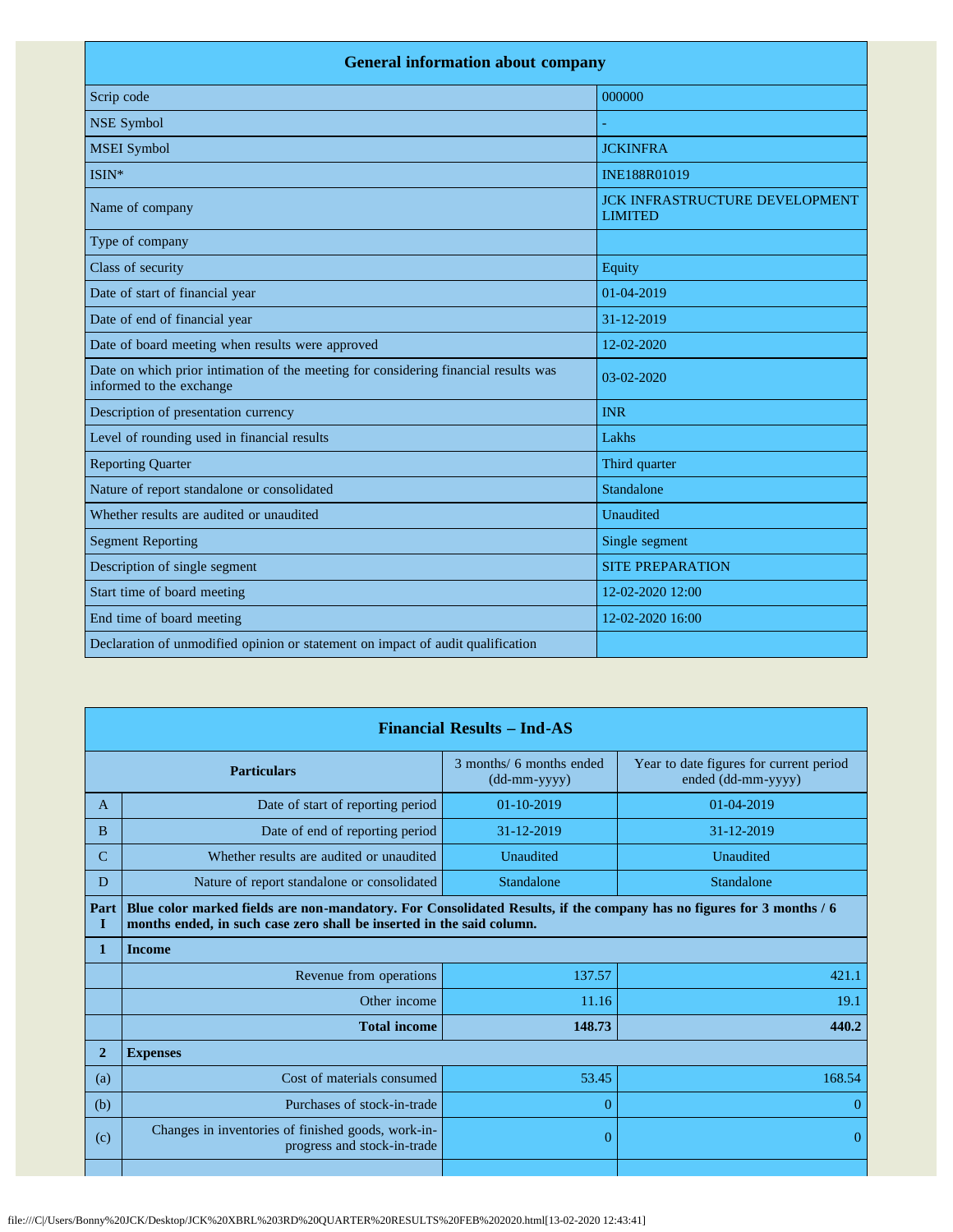| General information about company | |
|---|---|
| Scrip code | 000000 |
| NSE Symbol | - |
| MSEI Symbol | JCKINFRA |
| ISIN* | INE188R01019 |
| Name of company | JCK INFRASTRUCTURE DEVELOPMENT LIMITED |
| Type of company | |
| Class of security | Equity |
| Date of start of financial year | 01-04-2019 |
| Date of end of financial year | 31-12-2019 |
| Date of board meeting when results were approved | 12-02-2020 |
| Date on which prior intimation of the meeting for considering financial results was informed to the exchange | 03-02-2020 |
| Description of presentation currency | INR |
| Level of rounding used in financial results | Lakhs |
| Reporting Quarter | Third quarter |
| Nature of report standalone or consolidated | Standalone |
| Whether results are audited or unaudited | Unaudited |
| Segment Reporting | Single segment |
| Description of single segment | SITE PREPARATION |
| Start time of board meeting | 12-02-2020 12:00 |
| End time of board meeting | 12-02-2020 16:00 |
| Declaration of unmodified opinion or statement on impact of audit qualification | |

| Financial Results – Ind-AS | | | |
|---|---|---|---|
| | **Particulars** | 3 months/ 6 months ended (dd-mm-yyyy) | Year to date figures for current period ended (dd-mm-yyyy) |
| A | Date of start of reporting period | 01-10-2019 | 01-04-2019 |
| B | Date of end of reporting period | 31-12-2019 | 31-12-2019 |
| C | Whether results are audited or unaudited | Unaudited | Unaudited |
| D | Nature of report standalone or consolidated | Standalone | Standalone |
| **Part I** | **Blue color marked fields are non-mandatory. For Consolidated Results, if the company has no figures for 3 months / 6 months ended, in such case zero shall be inserted in the said column.** | | |
| **1** | **Income** | | |
| | Revenue from operations | 137.57 | 421.1 |
| | Other income | 11.16 | 19.1 |
| | **Total income** | **148.73** | **440.2** |
| **2** | **Expenses** | | |
| (a) | Cost of materials consumed | 53.45 | 168.54 |
| (b) | Purchases of stock-in-trade | 0 | 0 |
| (c) | Changes in inventories of finished goods, work-in-progress and stock-in-trade | 0 | 0 |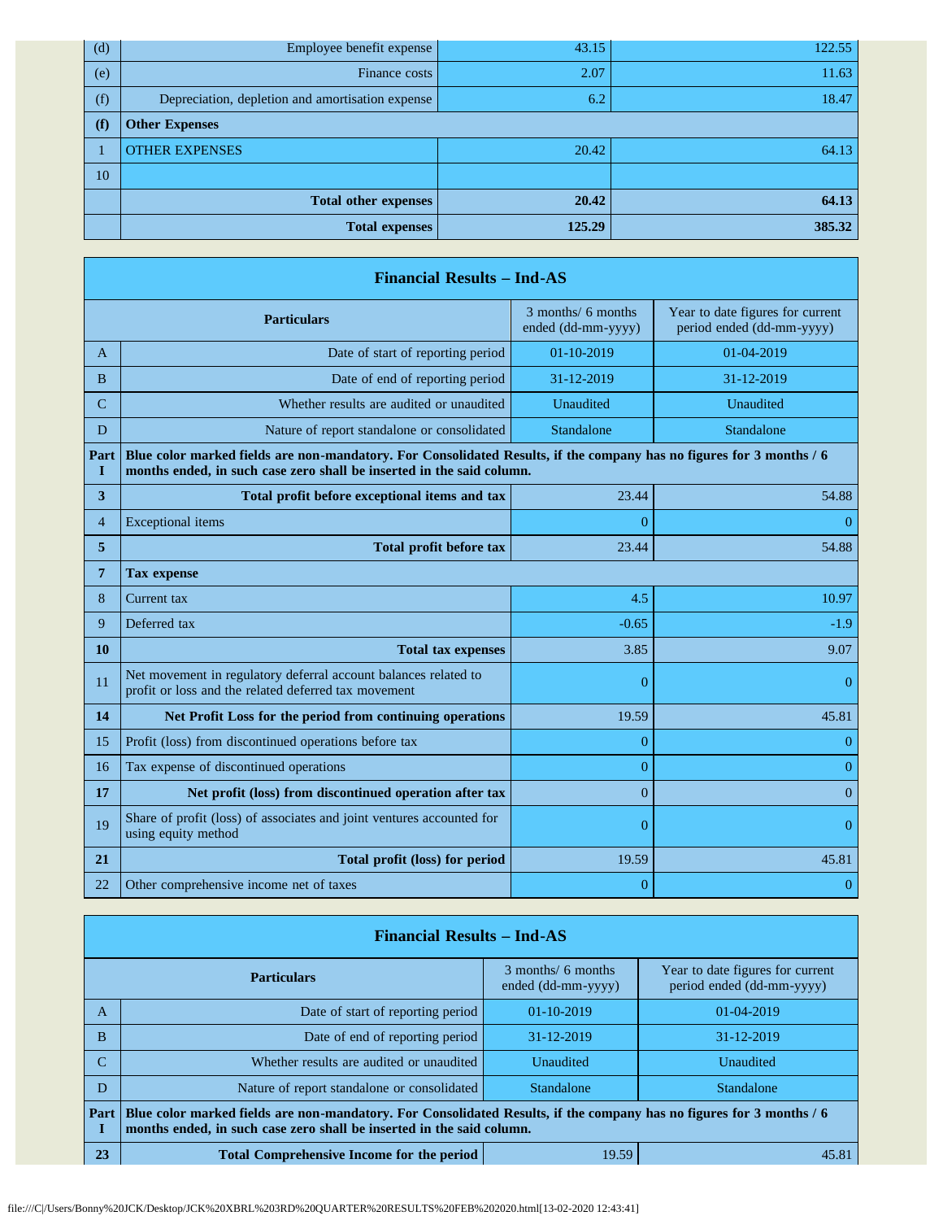| | | | |
|---|---|---|---|
| (d) | Employee benefit expense | 43.15 | 122.55 |
| (e) | Finance costs | 2.07 | 11.63 |
| (f) | Depreciation, depletion and amortisation expense | 6.2 | 18.47 |
| **(f)** | **Other Expenses** | | |
| 1 | OTHER EXPENSES | 20.42 | 64.13 |
| 10 | | | |
| | **Total other expenses** | **20.42** | **64.13** |
| | **Total expenses** | **125.29** | **385.32** |

| Financial Results – Ind-AS | | | |
|---|---|---|---|
| | **Particulars** | 3 months/ 6 months ended (dd-mm-yyyy) | Year to date figures for current period ended (dd-mm-yyyy) |
| A | Date of start of reporting period | 01-10-2019 | 01-04-2019 |
| B | Date of end of reporting period | 31-12-2019 | 31-12-2019 |
| C | Whether results are audited or unaudited | Unaudited | Unaudited |
| D | Nature of report standalone or consolidated | Standalone | Standalone |
| **Part I** | **Blue color marked fields are non-mandatory. For Consolidated Results, if the company has no figures for 3 months / 6 months ended, in such case zero shall be inserted in the said column.** | | |
| **3** | **Total profit before exceptional items and tax** | 23.44 | 54.88 |
| 4 | Exceptional items | 0 | 0 |
| **5** | **Total profit before tax** | 23.44 | 54.88 |
| **7** | **Tax expense** | | |
| 8 | Current tax | 4.5 | 10.97 |
| 9 | Deferred tax | -0.65 | -1.9 |
| **10** | **Total tax expenses** | 3.85 | 9.07 |
| 11 | Net movement in regulatory deferral account balances related to profit or loss and the related deferred tax movement | 0 | 0 |
| **14** | **Net Profit Loss for the period from continuing operations** | 19.59 | 45.81 |
| 15 | Profit (loss) from discontinued operations before tax | 0 | 0 |
| 16 | Tax expense of discontinued operations | 0 | 0 |
| **17** | **Net profit (loss) from discontinued operation after tax** | 0 | 0 |
| 19 | Share of profit (loss) of associates and joint ventures accounted for using equity method | 0 | 0 |
| **21** | **Total profit (loss) for period** | 19.59 | 45.81 |
| 22 | Other comprehensive income net of taxes | 0 | 0 |

| Financial Results – Ind-AS | | | |
|---|---|---|---|
| | **Particulars** | 3 months/ 6 months ended (dd-mm-yyyy) | Year to date figures for current period ended (dd-mm-yyyy) |
| A | Date of start of reporting period | 01-10-2019 | 01-04-2019 |
| B | Date of end of reporting period | 31-12-2019 | 31-12-2019 |
| C | Whether results are audited or unaudited | Unaudited | Unaudited |
| D | Nature of report standalone or consolidated | Standalone | Standalone |
| **Part I** | **Blue color marked fields are non-mandatory. For Consolidated Results, if the company has no figures for 3 months / 6 months ended, in such case zero shall be inserted in the said column.** | | |
| **23** | **Total Comprehensive Income for the period** | 19.59 | 45.81 |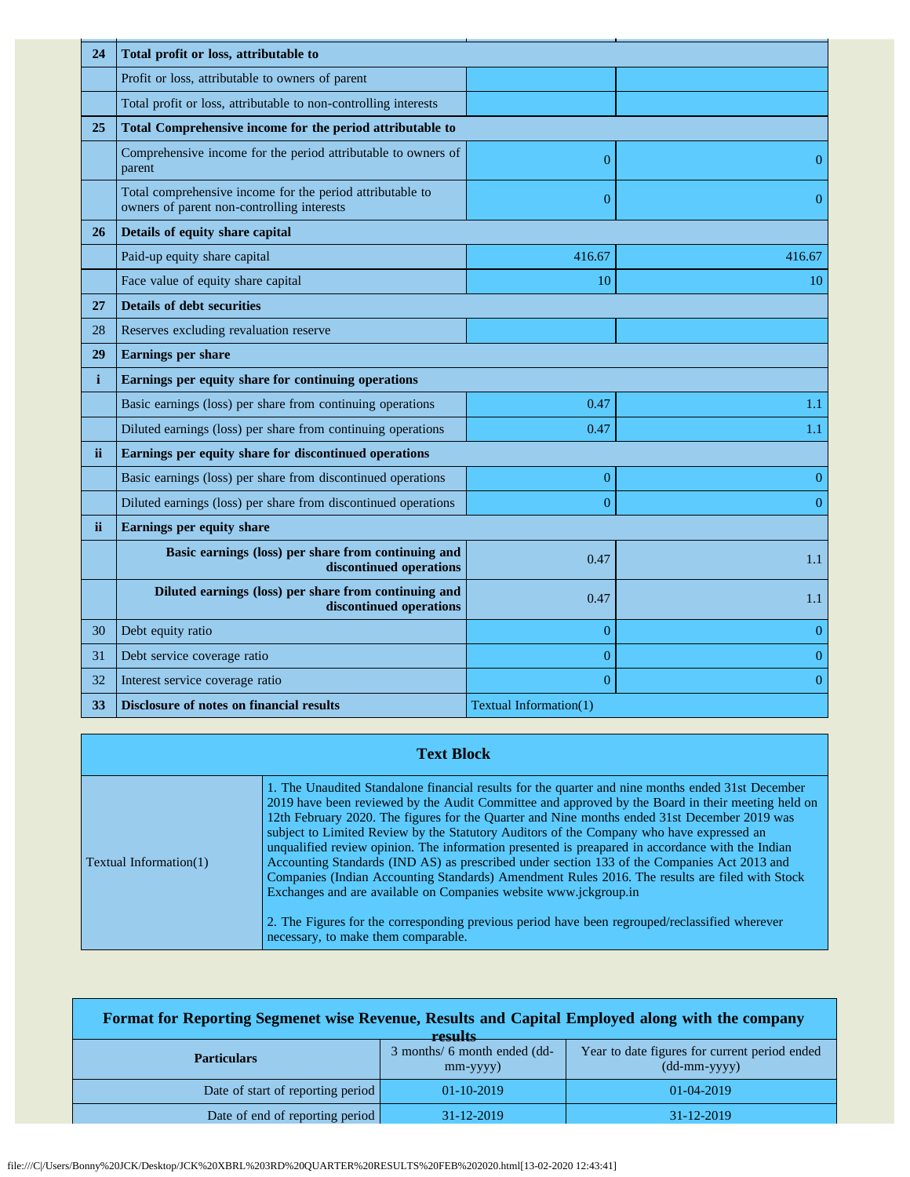| | | | |
|---|---|---|---|
| **24** | **Total profit or loss, attributable to** | | |
| | Profit or loss, attributable to owners of parent | | |
| | Total profit or loss, attributable to non-controlling interests | | |
| **25** | **Total Comprehensive income for the period attributable to** | | |
| | Comprehensive income for the period attributable to owners of parent | 0 | 0 |
| | Total comprehensive income for the period attributable to owners of parent non-controlling interests | 0 | 0 |
| **26** | **Details of equity share capital** | | |
| | Paid-up equity share capital | 416.67 | 416.67 |
| | Face value of equity share capital | 10 | 10 |
| **27** | **Details of debt securities** | | |
| 28 | Reserves excluding revaluation reserve | | |
| **29** | **Earnings per share** | | |
| **i** | **Earnings per equity share for continuing operations** | | |
| | Basic earnings (loss) per share from continuing operations | 0.47 | 1.1 |
| | Diluted earnings (loss) per share from continuing operations | 0.47 | 1.1 |
| **ii** | **Earnings per equity share for discontinued operations** | | |
| | Basic earnings (loss) per share from discontinued operations | 0 | 0 |
| | Diluted earnings (loss) per share from discontinued operations | 0 | 0 |
| **ii** | **Earnings per equity share** | | |
| | **Basic earnings (loss) per share from continuing and discontinued operations** | 0.47 | 1.1 |
| | **Diluted earnings (loss) per share from continuing and discontinued operations** | 0.47 | 1.1 |
| 30 | Debt equity ratio | 0 | 0 |
| 31 | Debt service coverage ratio | 0 | 0 |
| 32 | Interest service coverage ratio | 0 | 0 |
| **33** | **Disclosure of notes on financial results** | Textual Information(1) | |

| **Text Block** | |
|---|---|
| Textual Information(1) | 1. The Unaudited Standalone financial results for the quarter and nine months ended 31st December 2019 have been reviewed by the Audit Committee and approved by the Board in their meeting held on 12th February 2020. The figures for the Quarter and Nine months ended 31st December 2019 was subject to Limited Review by the Statutory Auditors of the Company who have expressed an unqualified review opinion. The information presented is preapared in accordance with the Indian Accounting Standards (IND AS) as prescribed under section 133 of the Companies Act 2013 and Companies (Indian Accounting Standards) Amendment Rules 2016. The results are filed with Stock Exchanges and are available on Companies website www.jckgroup.in<br><br>2. The Figures for the corresponding previous period have been regrouped/reclassified wherever necessary, to make them comparable. |

**Format for Reporting Segmenet wise Revenue, Results and Capital Employed along with the company results**

| Particulars | 3 months/ 6 month ended (dd-mm-yyyy) | Year to date figures for current period ended (dd-mm-yyyy) |
|---|---|---|
| Date of start of reporting period | 01-10-2019 | 01-04-2019 |
| Date of end of reporting period | 31-12-2019 | 31-12-2019 |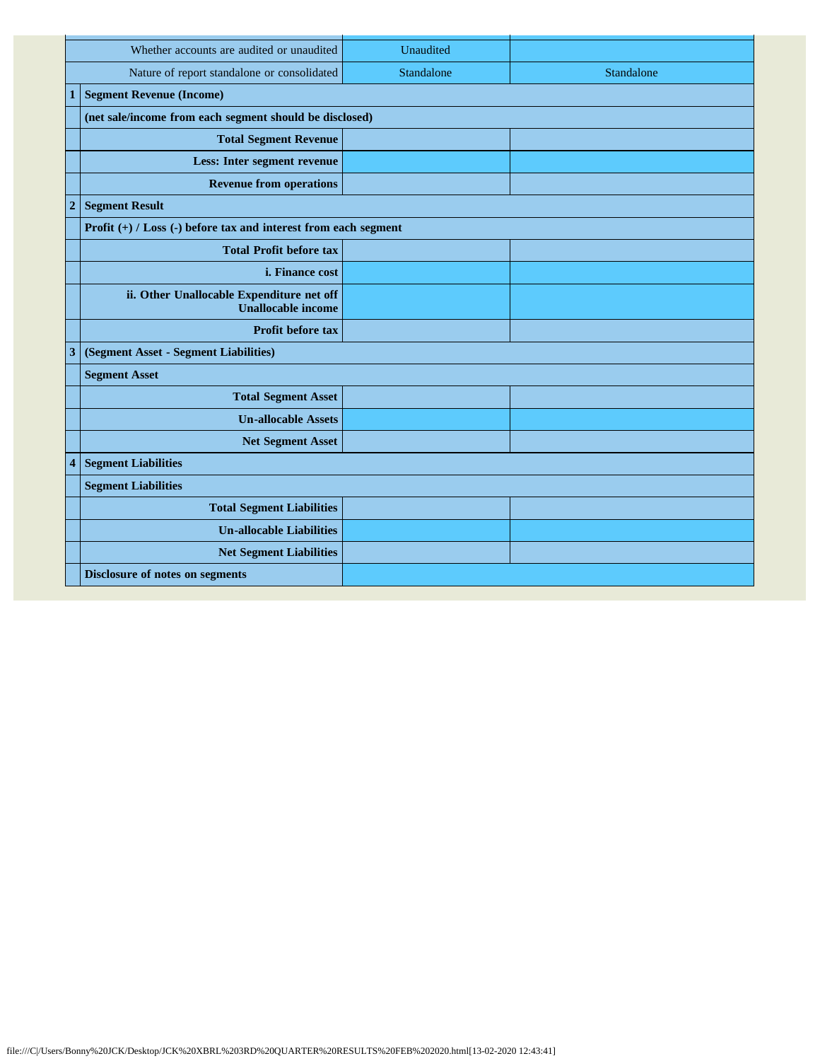| | | | |
|---|---|---|---|
| | Whether accounts are audited or unaudited | Unaudited | |
| | Nature of report standalone or consolidated | Standalone | Standalone |
| **1** | **Segment Revenue (Income)** | | |
| | **(net sale/income from each segment should be disclosed)** | | |
| | **Total Segment Revenue** | | |
| | **Less: Inter segment revenue** | | |
| | **Revenue from operations** | | |
| **2** | **Segment Result** | | |
| | **Profit (+) / Loss (-) before tax and interest from each segment** | | |
| | **Total Profit before tax** | | |
| | **i. Finance cost** | | |
| | **ii. Other Unallocable Expenditure net off Unallocable income** | | |
| | **Profit before tax** | | |
| **3** | **(Segment Asset - Segment Liabilities)** | | |
| | **Segment Asset** | | |
| | **Total Segment Asset** | | |
| | **Un-allocable Assets** | | |
| | **Net Segment Asset** | | |
| **4** | **Segment Liabilities** | | |
| | **Segment Liabilities** | | |
| | **Total Segment Liabilities** | | |
| | **Un-allocable Liabilities** | | |
| | **Net Segment Liabilities** | | |
| | **Disclosure of notes on segments** | | |